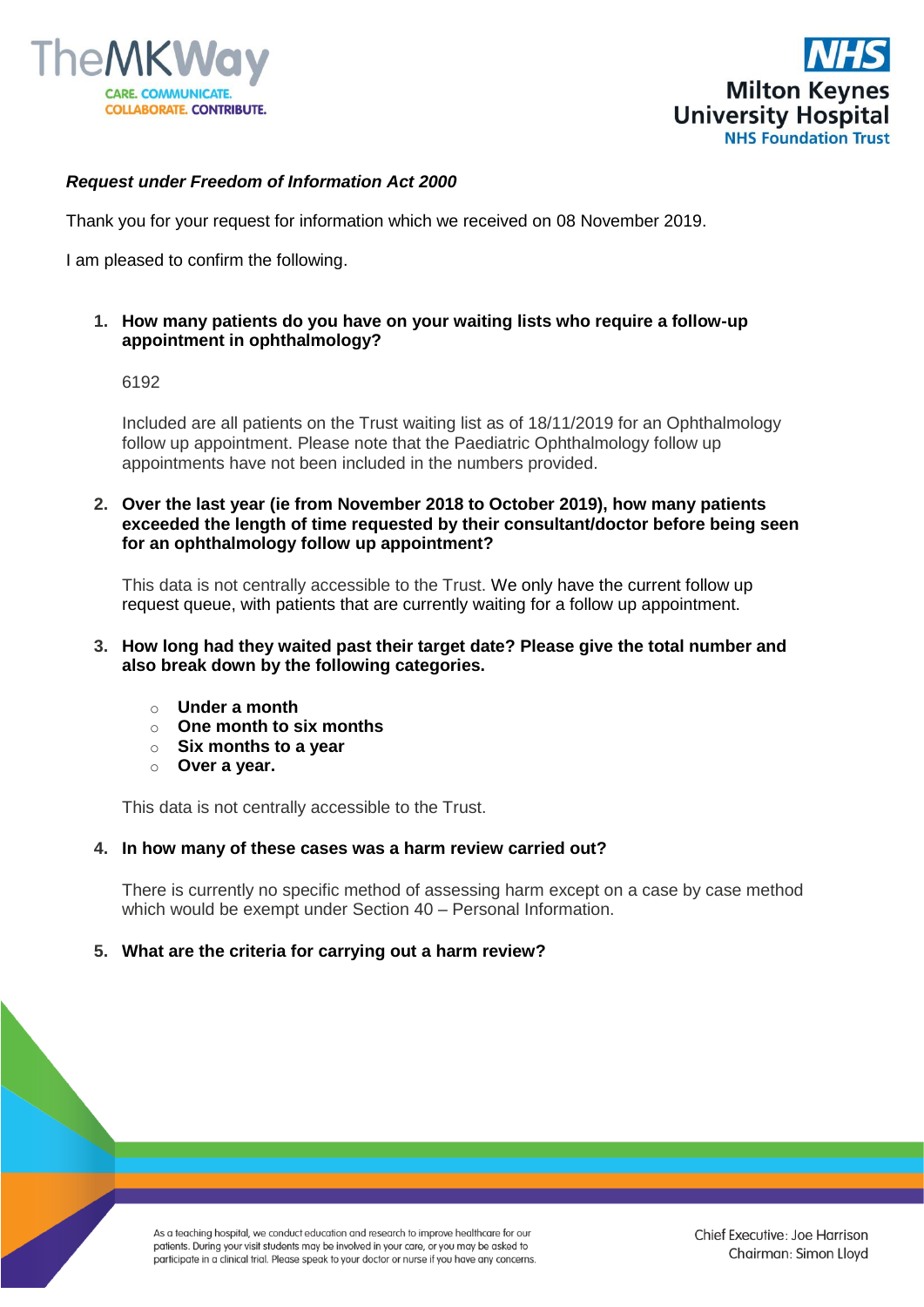*Request under Freedom of Information Act 2000*

Thank you for your request for information which we received on 08 November 2019.

I am pleased to confirm the following.

1. **How many patients do you have on your waiting lists who require a follow-up appointment in ophthalmology?**

   6192

   Included are all patients on the Trust waiting list as of 18/11/2019 for an Ophthalmology follow up appointment. Please note that the Paediatric Ophthalmology follow up appointments have not been included in the numbers provided.

2. **Over the last year (ie from November 2018 to October 2019), how many patients exceeded the length of time requested by their consultant/doctor before being seen for an ophthalmology follow up appointment?**

   This data is not centrally accessible to the Trust. We only have the current follow up request queue, with patients that are currently waiting for a follow up appointment.

3. **How long had they waited past their target date? Please give the total number and also break down by the following categories.**

   - **Under a month**
   - **One month to six months**
   - **Six months to a year**
   - **Over a year.**

   This data is not centrally accessible to the Trust.

4. **In how many of these cases was a harm review carried out?**

   There is currently no specific method of assessing harm except on a case by case method which would be exempt under Section 40 – Personal Information.

5. **What are the criteria for carrying out a harm review?**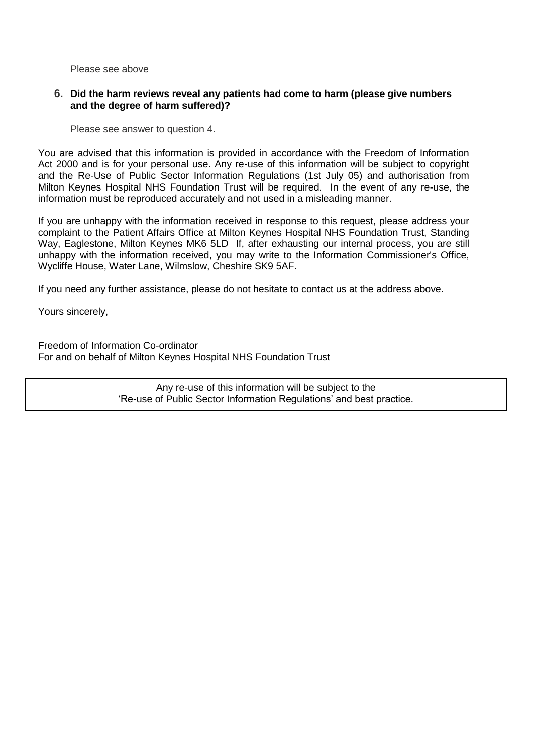Please see above

**6. Did the harm reviews reveal any patients had come to harm (please give numbers and the degree of harm suffered)?**

Please see answer to question 4.

You are advised that this information is provided in accordance with the Freedom of Information Act 2000 and is for your personal use. Any re-use of this information will be subject to copyright and the Re-Use of Public Sector Information Regulations (1st July 05) and authorisation from Milton Keynes Hospital NHS Foundation Trust will be required. In the event of any re-use, the information must be reproduced accurately and not used in a misleading manner.

If you are unhappy with the information received in response to this request, please address your complaint to the Patient Affairs Office at Milton Keynes Hospital NHS Foundation Trust, Standing Way, Eaglestone, Milton Keynes MK6 5LD If, after exhausting our internal process, you are still unhappy with the information received, you may write to the Information Commissioner's Office, Wycliffe House, Water Lane, Wilmslow, Cheshire SK9 5AF.

If you need any further assistance, please do not hesitate to contact us at the address above.

Yours sincerely,

Freedom of Information Co-ordinator
For and on behalf of Milton Keynes Hospital NHS Foundation Trust

Any re-use of this information will be subject to the 'Re-use of Public Sector Information Regulations' and best practice.